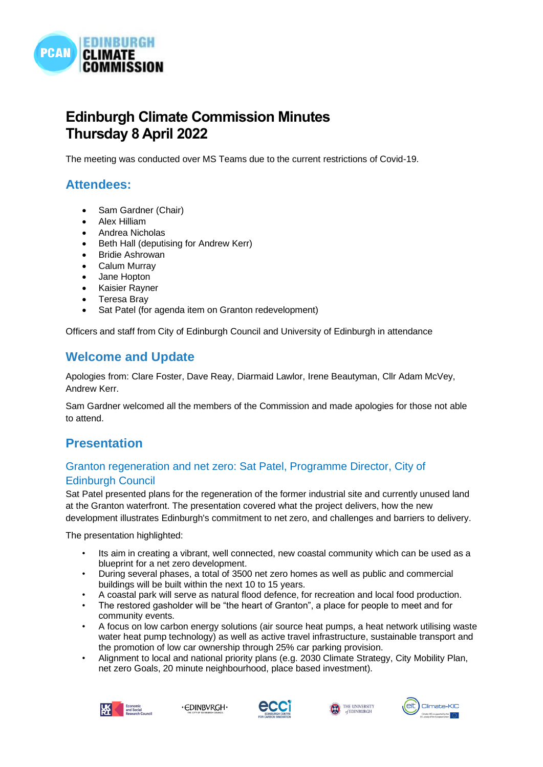# Edinburgh Climate Commission Minutes
# Thursday 8 April 2022

The meeting was conducted over MS Teams due to the current restrictions of Covid-19.

## Attendees:

- Sam Gardner (Chair)
- Alex Hilliam
- Andrea Nicholas
- Beth Hall (deputising for Andrew Kerr)
- Bridie Ashrowan
- Calum Murray
- Jane Hopton
- Kaisier Rayner
- Teresa Bray
- Sat Patel (for agenda item on Granton redevelopment)

Officers and staff from City of Edinburgh Council and University of Edinburgh in attendance

## Welcome and Update

Apologies from: Clare Foster, Dave Reay, Diarmaid Lawlor, Irene Beautyman, Cllr Adam McVey, Andrew Kerr.

Sam Gardner welcomed all the members of the Commission and made apologies for those not able to attend.

## Presentation

### Granton regeneration and net zero: Sat Patel, Programme Director, City of Edinburgh Council

Sat Patel presented plans for the regeneration of the former industrial site and currently unused land at the Granton waterfront. The presentation covered what the project delivers, how the new development illustrates Edinburgh's commitment to net zero, and challenges and barriers to delivery.

The presentation highlighted:

- Its aim in creating a vibrant, well connected, new coastal community which can be used as a blueprint for a net zero development.
- During several phases, a total of 3500 net zero homes as well as public and commercial buildings will be built within the next 10 to 15 years.
- A coastal park will serve as natural flood defence, for recreation and local food production.
- The restored gasholder will be "the heart of Granton", a place for people to meet and for community events.
- A focus on low carbon energy solutions (air source heat pumps, a heat network utilising waste water heat pump technology) as well as active travel infrastructure, sustainable transport and the promotion of low car ownership through 25% car parking provision.
- Alignment to local and national priority plans (e.g. 2030 Climate Strategy, City Mobility Plan, net zero Goals, 20 minute neighbourhood, place based investment).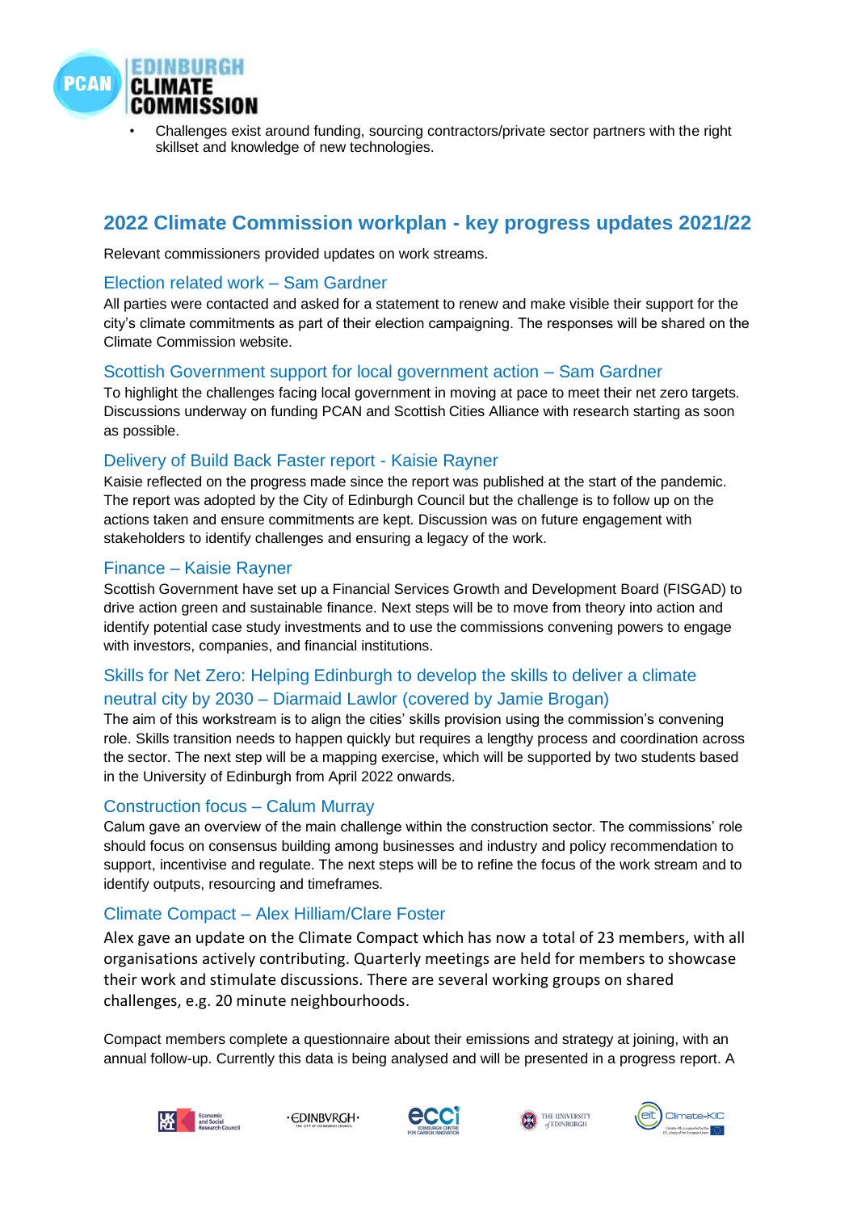- Challenges exist around funding, sourcing contractors/private sector partners with the right skillset and knowledge of new technologies.

## 2022 Climate Commission workplan - key progress updates 2021/22

Relevant commissioners provided updates on work streams.

### Election related work – Sam Gardner

All parties were contacted and asked for a statement to renew and make visible their support for the city's climate commitments as part of their election campaigning. The responses will be shared on the Climate Commission website.

### Scottish Government support for local government action – Sam Gardner

To highlight the challenges facing local government in moving at pace to meet their net zero targets. Discussions underway on funding PCAN and Scottish Cities Alliance with research starting as soon as possible.

### Delivery of Build Back Faster report - Kaisie Rayner

Kaisie reflected on the progress made since the report was published at the start of the pandemic. The report was adopted by the City of Edinburgh Council but the challenge is to follow up on the actions taken and ensure commitments are kept. Discussion was on future engagement with stakeholders to identify challenges and ensuring a legacy of the work.

### Finance – Kaisie Rayner

Scottish Government have set up a Financial Services Growth and Development Board (FISGAD) to drive action green and sustainable finance. Next steps will be to move from theory into action and identify potential case study investments and to use the commissions convening powers to engage with investors, companies, and financial institutions.

### Skills for Net Zero: Helping Edinburgh to develop the skills to deliver a climate neutral city by 2030 – Diarmaid Lawlor (covered by Jamie Brogan)

The aim of this workstream is to align the cities' skills provision using the commission's convening role. Skills transition needs to happen quickly but requires a lengthy process and coordination across the sector. The next step will be a mapping exercise, which will be supported by two students based in the University of Edinburgh from April 2022 onwards.

### Construction focus – Calum Murray

Calum gave an overview of the main challenge within the construction sector. The commissions' role should focus on consensus building among businesses and industry and policy recommendation to support, incentivise and regulate. The next steps will be to refine the focus of the work stream and to identify outputs, resourcing and timeframes.

### Climate Compact – Alex Hilliam/Clare Foster

Alex gave an update on the Climate Compact which has now a total of 23 members, with all organisations actively contributing. Quarterly meetings are held for members to showcase their work and stimulate discussions. There are several working groups on shared challenges, e.g. 20 minute neighbourhoods.

Compact members complete a questionnaire about their emissions and strategy at joining, with an annual follow-up. Currently this data is being analysed and will be presented in a progress report. A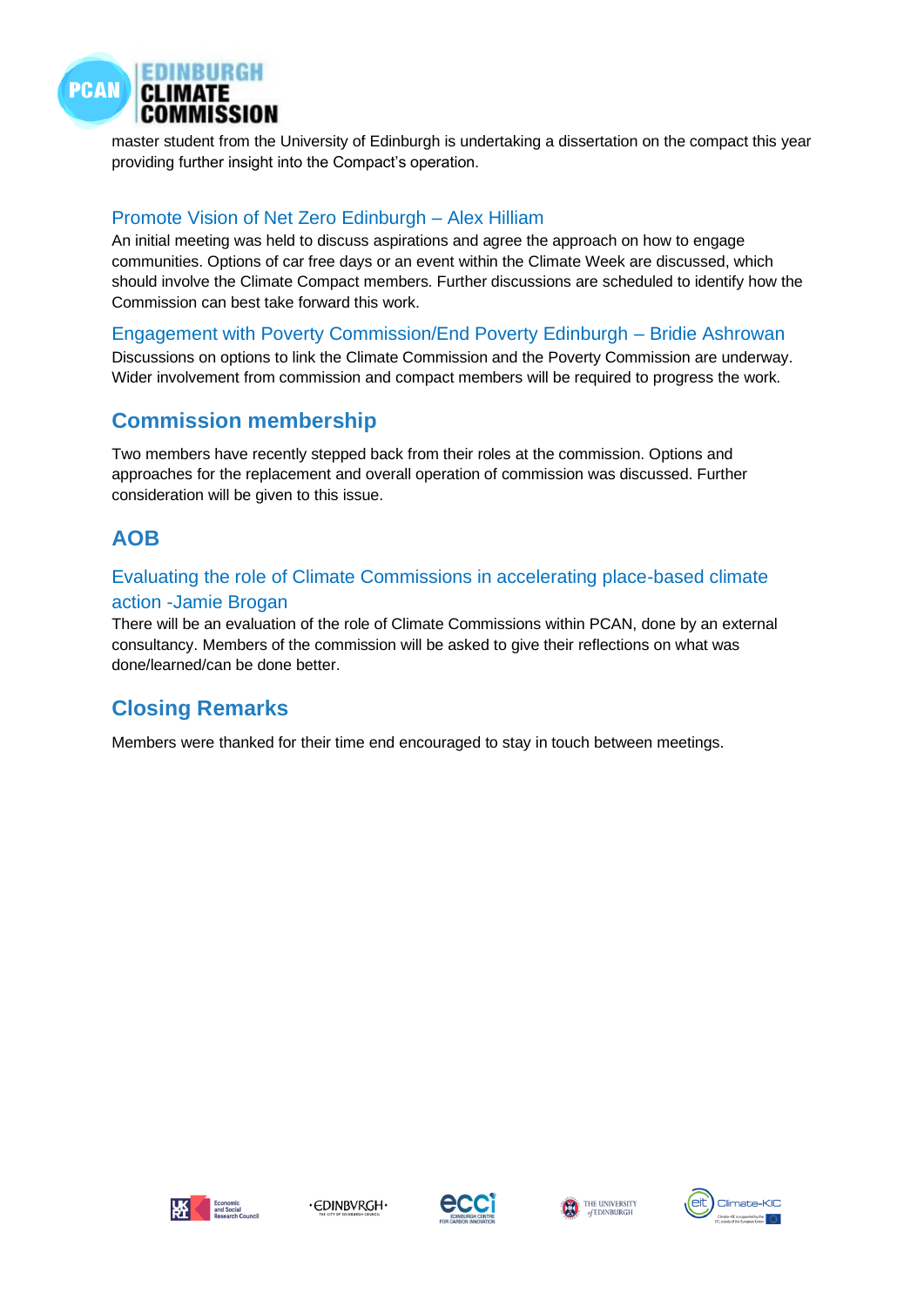master student from the University of Edinburgh is undertaking a dissertation on the compact this year providing further insight into the Compact's operation.

### Promote Vision of Net Zero Edinburgh – Alex Hilliam

An initial meeting was held to discuss aspirations and agree the approach on how to engage communities. Options of car free days or an event within the Climate Week are discussed, which should involve the Climate Compact members. Further discussions are scheduled to identify how the Commission can best take forward this work.

### Engagement with Poverty Commission/End Poverty Edinburgh – Bridie Ashrowan

Discussions on options to link the Climate Commission and the Poverty Commission are underway. Wider involvement from commission and compact members will be required to progress the work.

## Commission membership

Two members have recently stepped back from their roles at the commission. Options and approaches for the replacement and overall operation of commission was discussed. Further consideration will be given to this issue.

## AOB

### Evaluating the role of Climate Commissions in accelerating place-based climate action -Jamie Brogan

There will be an evaluation of the role of Climate Commissions within PCAN, done by an external consultancy. Members of the commission will be asked to give their reflections on what was done/learned/can be done better.

## Closing Remarks

Members were thanked for their time end encouraged to stay in touch between meetings.